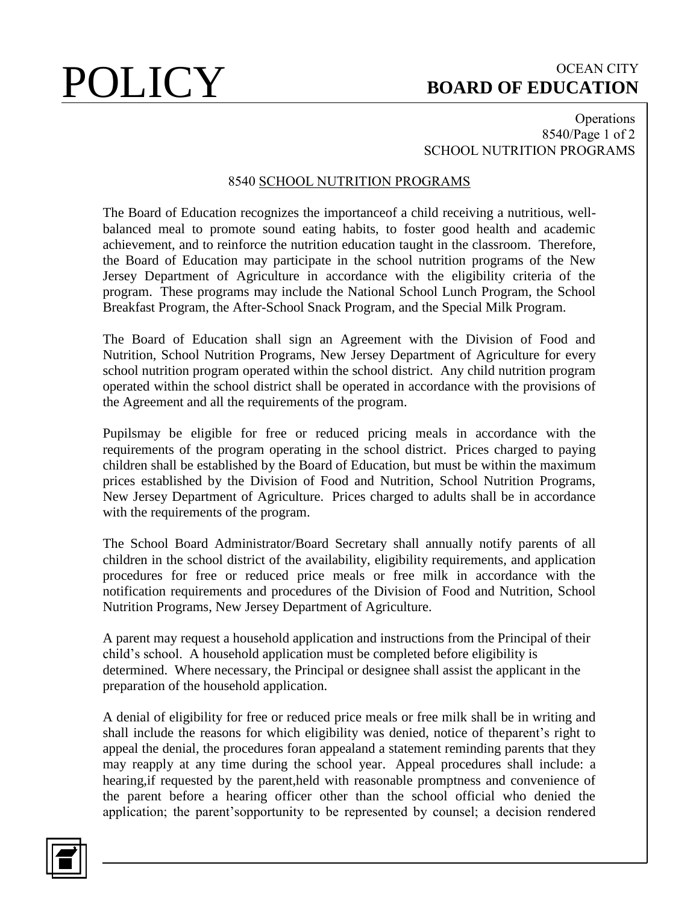# POLICY

OCEAN CITY
**BOARD OF EDUCATION**

Operations
8540/Page 1 of 2
SCHOOL NUTRITION PROGRAMS

## 8540 SCHOOL NUTRITION PROGRAMS

The Board of Education recognizes the importanceof a child receiving a nutritious, well-balanced meal to promote sound eating habits, to foster good health and academic achievement, and to reinforce the nutrition education taught in the classroom. Therefore, the Board of Education may participate in the school nutrition programs of the New Jersey Department of Agriculture in accordance with the eligibility criteria of the program. These programs may include the National School Lunch Program, the School Breakfast Program, the After-School Snack Program, and the Special Milk Program.

The Board of Education shall sign an Agreement with the Division of Food and Nutrition, School Nutrition Programs, New Jersey Department of Agriculture for every school nutrition program operated within the school district. Any child nutrition program operated within the school district shall be operated in accordance with the provisions of the Agreement and all the requirements of the program.

Pupilsmay be eligible for free or reduced pricing meals in accordance with the requirements of the program operating in the school district. Prices charged to paying children shall be established by the Board of Education, but must be within the maximum prices established by the Division of Food and Nutrition, School Nutrition Programs, New Jersey Department of Agriculture. Prices charged to adults shall be in accordance with the requirements of the program.

The School Board Administrator/Board Secretary shall annually notify parents of all children in the school district of the availability, eligibility requirements, and application procedures for free or reduced price meals or free milk in accordance with the notification requirements and procedures of the Division of Food and Nutrition, School Nutrition Programs, New Jersey Department of Agriculture.

A parent may request a household application and instructions from the Principal of their child's school. A household application must be completed before eligibility is determined. Where necessary, the Principal or designee shall assist the applicant in the preparation of the household application.

A denial of eligibility for free or reduced price meals or free milk shall be in writing and shall include the reasons for which eligibility was denied, notice of theparent's right to appeal the denial, the procedures foran appealand a statement reminding parents that they may reapply at any time during the school year. Appeal procedures shall include: a hearing,if requested by the parent,held with reasonable promptness and convenience of the parent before a hearing officer other than the school official who denied the application; the parent'sopportunity to be represented by counsel; a decision rendered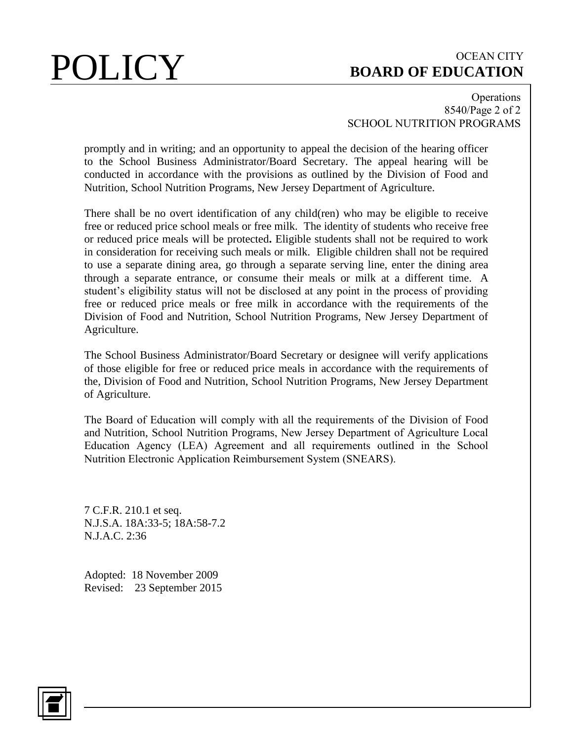promptly and in writing; and an opportunity to appeal the decision of the hearing officer to the School Business Administrator/Board Secretary. The appeal hearing will be conducted in accordance with the provisions as outlined by the Division of Food and Nutrition, School Nutrition Programs, New Jersey Department of Agriculture.

There shall be no overt identification of any child(ren) who may be eligible to receive free or reduced price school meals or free milk. The identity of students who receive free or reduced price meals will be protected**.** Eligible students shall not be required to work in consideration for receiving such meals or milk. Eligible children shall not be required to use a separate dining area, go through a separate serving line, enter the dining area through a separate entrance, or consume their meals or milk at a different time. A student's eligibility status will not be disclosed at any point in the process of providing free or reduced price meals or free milk in accordance with the requirements of the Division of Food and Nutrition, School Nutrition Programs, New Jersey Department of Agriculture.

The School Business Administrator/Board Secretary or designee will verify applications of those eligible for free or reduced price meals in accordance with the requirements of the, Division of Food and Nutrition, School Nutrition Programs, New Jersey Department of Agriculture.

The Board of Education will comply with all the requirements of the Division of Food and Nutrition, School Nutrition Programs, New Jersey Department of Agriculture Local Education Agency (LEA) Agreement and all requirements outlined in the School Nutrition Electronic Application Reimbursement System (SNEARS).

7 C.F.R. 210.1 et seq.
N.J.S.A. 18A:33-5; 18A:58-7.2
N.J.A.C. 2:36

Adopted: 18 November 2009
Revised: 23 September 2015